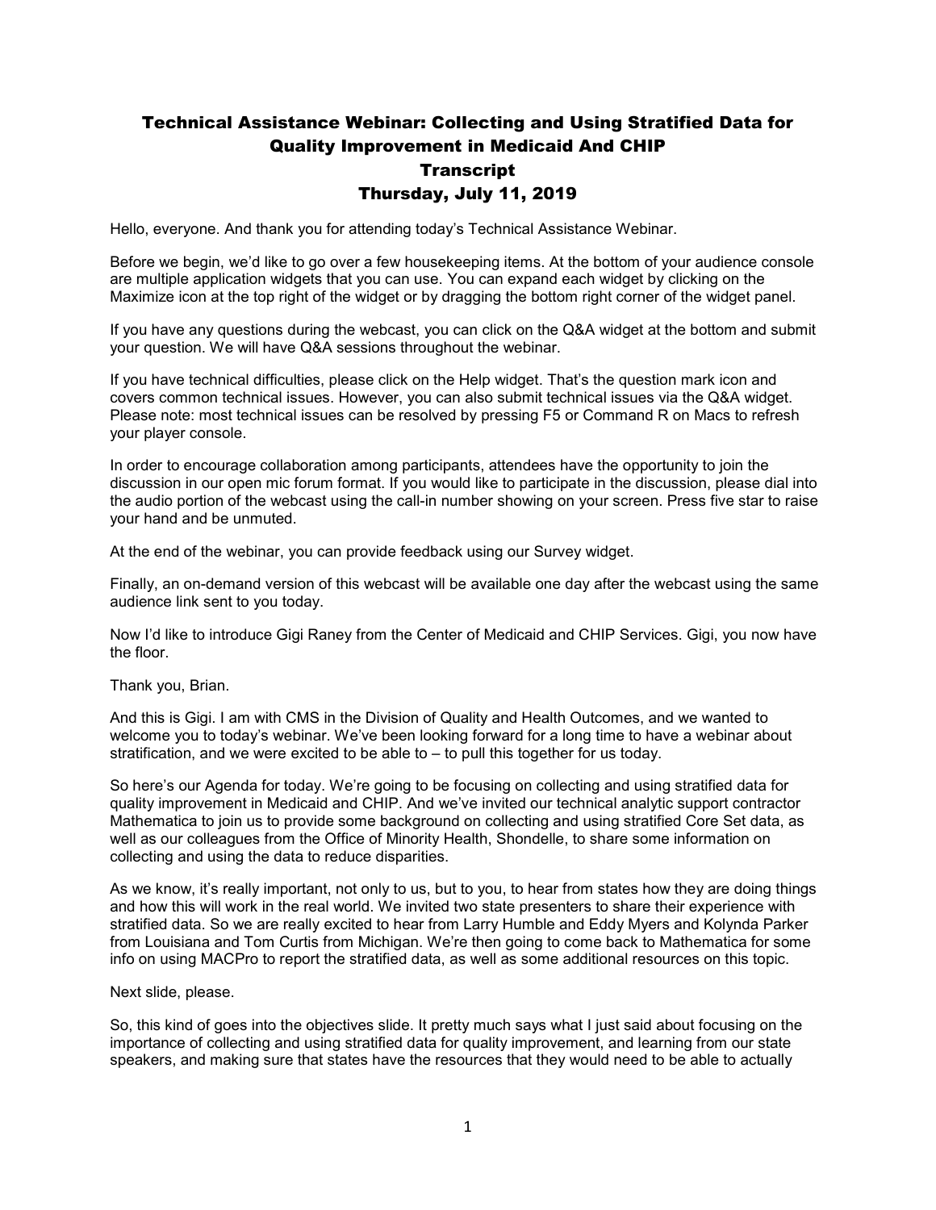# Technical Assistance Webinar: Collecting and Using Stratified Data for Quality Improvement in Medicaid And CHIP

## Transcript

## Thursday, July 11, 2019

Hello, everyone. And thank you for attending today's Technical Assistance Webinar.

Before we begin, we'd like to go over a few housekeeping items. At the bottom of your audience console are multiple application widgets that you can use. You can expand each widget by clicking on the Maximize icon at the top right of the widget or by dragging the bottom right corner of the widget panel.

If you have any questions during the webcast, you can click on the Q&A widget at the bottom and submit your question. We will have Q&A sessions throughout the webinar.

If you have technical difficulties, please click on the Help widget. That's the question mark icon and covers common technical issues. However, you can also submit technical issues via the Q&A widget. Please note: most technical issues can be resolved by pressing F5 or Command R on Macs to refresh your player console.

In order to encourage collaboration among participants, attendees have the opportunity to join the discussion in our open mic forum format. If you would like to participate in the discussion, please dial into the audio portion of the webcast using the call-in number showing on your screen. Press five star to raise your hand and be unmuted.

At the end of the webinar, you can provide feedback using our Survey widget.

Finally, an on-demand version of this webcast will be available one day after the webcast using the same audience link sent to you today.

Now I'd like to introduce Gigi Raney from the Center of Medicaid and CHIP Services. Gigi, you now have the floor.

Thank you, Brian.

And this is Gigi. I am with CMS in the Division of Quality and Health Outcomes, and we wanted to welcome you to today's webinar. We've been looking forward for a long time to have a webinar about stratification, and we were excited to be able to – to pull this together for us today.

So here's our Agenda for today. We're going to be focusing on collecting and using stratified data for quality improvement in Medicaid and CHIP. And we've invited our technical analytic support contractor Mathematica to join us to provide some background on collecting and using stratified Core Set data, as well as our colleagues from the Office of Minority Health, Shondelle, to share some information on collecting and using the data to reduce disparities.

As we know, it's really important, not only to us, but to you, to hear from states how they are doing things and how this will work in the real world. We invited two state presenters to share their experience with stratified data. So we are really excited to hear from Larry Humble and Eddy Myers and Kolynda Parker from Louisiana and Tom Curtis from Michigan. We're then going to come back to Mathematica for some info on using MACPro to report the stratified data, as well as some additional resources on this topic.

Next slide, please.

So, this kind of goes into the objectives slide. It pretty much says what I just said about focusing on the importance of collecting and using stratified data for quality improvement, and learning from our state speakers, and making sure that states have the resources that they would need to be able to actually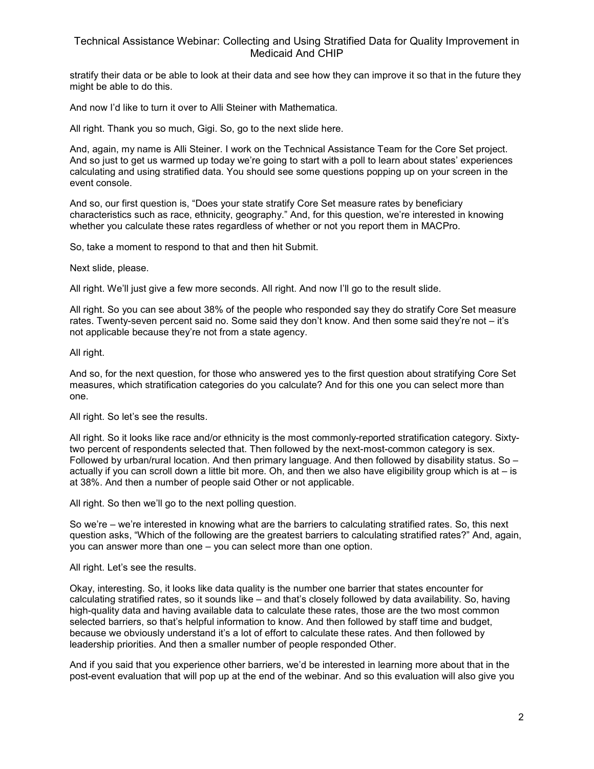stratify their data or be able to look at their data and see how they can improve it so that in the future they might be able to do this.

And now I'd like to turn it over to Alli Steiner with Mathematica.

All right. Thank you so much, Gigi. So, go to the next slide here.

And, again, my name is Alli Steiner. I work on the Technical Assistance Team for the Core Set project. And so just to get us warmed up today we're going to start with a poll to learn about states' experiences calculating and using stratified data. You should see some questions popping up on your screen in the event console.

And so, our first question is, "Does your state stratify Core Set measure rates by beneficiary characteristics such as race, ethnicity, geography." And, for this question, we're interested in knowing whether you calculate these rates regardless of whether or not you report them in MACPro.

So, take a moment to respond to that and then hit Submit.

Next slide, please.

All right. We'll just give a few more seconds. All right. And now I'll go to the result slide.

All right. So you can see about 38% of the people who responded say they do stratify Core Set measure rates. Twenty-seven percent said no. Some said they don't know. And then some said they're not – it's not applicable because they're not from a state agency.

All right.

And so, for the next question, for those who answered yes to the first question about stratifying Core Set measures, which stratification categories do you calculate? And for this one you can select more than one.

All right. So let's see the results.

All right. So it looks like race and/or ethnicity is the most commonly-reported stratification category. Sixty-two percent of respondents selected that. Then followed by the next-most-common category is sex. Followed by urban/rural location. And then primary language. And then followed by disability status. So – actually if you can scroll down a little bit more. Oh, and then we also have eligibility group which is at – is at 38%. And then a number of people said Other or not applicable.

All right. So then we'll go to the next polling question.

So we're – we're interested in knowing what are the barriers to calculating stratified rates. So, this next question asks, "Which of the following are the greatest barriers to calculating stratified rates?" And, again, you can answer more than one – you can select more than one option.

All right. Let's see the results.

Okay, interesting. So, it looks like data quality is the number one barrier that states encounter for calculating stratified rates, so it sounds like – and that's closely followed by data availability. So, having high-quality data and having available data to calculate these rates, those are the two most common selected barriers, so that's helpful information to know. And then followed by staff time and budget, because we obviously understand it's a lot of effort to calculate these rates. And then followed by leadership priorities. And then a smaller number of people responded Other.

And if you said that you experience other barriers, we'd be interested in learning more about that in the post-event evaluation that will pop up at the end of the webinar. And so this evaluation will also give you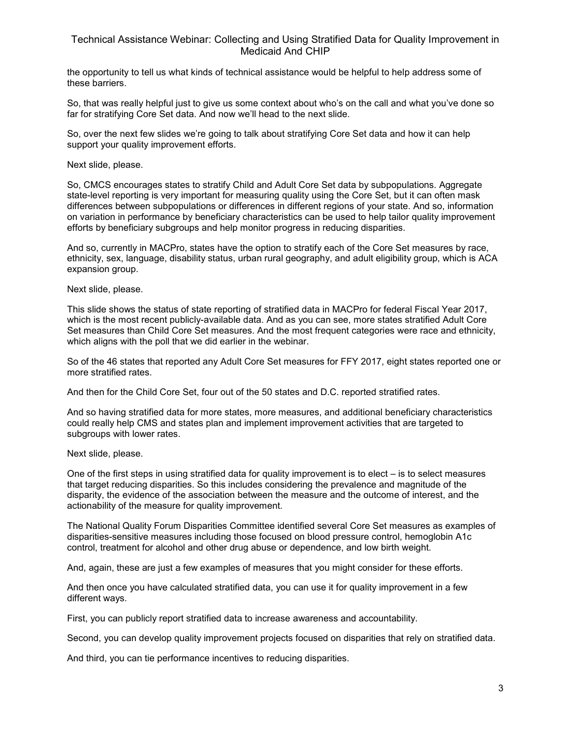the opportunity to tell us what kinds of technical assistance would be helpful to help address some of these barriers.

So, that was really helpful just to give us some context about who's on the call and what you've done so far for stratifying Core Set data. And now we'll head to the next slide.

So, over the next few slides we're going to talk about stratifying Core Set data and how it can help support your quality improvement efforts.

Next slide, please.

So, CMCS encourages states to stratify Child and Adult Core Set data by subpopulations. Aggregate state-level reporting is very important for measuring quality using the Core Set, but it can often mask differences between subpopulations or differences in different regions of your state. And so, information on variation in performance by beneficiary characteristics can be used to help tailor quality improvement efforts by beneficiary subgroups and help monitor progress in reducing disparities.

And so, currently in MACPro, states have the option to stratify each of the Core Set measures by race, ethnicity, sex, language, disability status, urban rural geography, and adult eligibility group, which is ACA expansion group.

Next slide, please.

This slide shows the status of state reporting of stratified data in MACPro for federal Fiscal Year 2017, which is the most recent publicly-available data. And as you can see, more states stratified Adult Core Set measures than Child Core Set measures. And the most frequent categories were race and ethnicity, which aligns with the poll that we did earlier in the webinar.

So of the 46 states that reported any Adult Core Set measures for FFY 2017, eight states reported one or more stratified rates.

And then for the Child Core Set, four out of the 50 states and D.C. reported stratified rates.

And so having stratified data for more states, more measures, and additional beneficiary characteristics could really help CMS and states plan and implement improvement activities that are targeted to subgroups with lower rates.

Next slide, please.

One of the first steps in using stratified data for quality improvement is to elect – is to select measures that target reducing disparities. So this includes considering the prevalence and magnitude of the disparity, the evidence of the association between the measure and the outcome of interest, and the actionability of the measure for quality improvement.

The National Quality Forum Disparities Committee identified several Core Set measures as examples of disparities-sensitive measures including those focused on blood pressure control, hemoglobin A1c control, treatment for alcohol and other drug abuse or dependence, and low birth weight.

And, again, these are just a few examples of measures that you might consider for these efforts.

And then once you have calculated stratified data, you can use it for quality improvement in a few different ways.

First, you can publicly report stratified data to increase awareness and accountability.

Second, you can develop quality improvement projects focused on disparities that rely on stratified data.

And third, you can tie performance incentives to reducing disparities.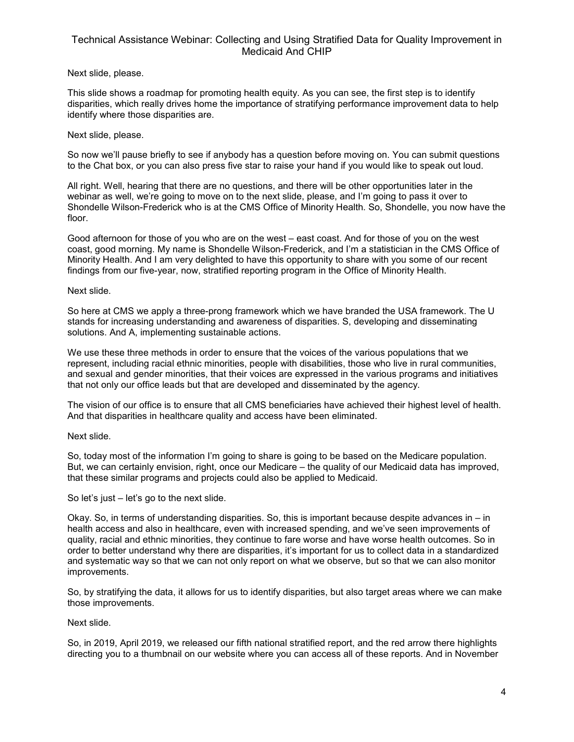Next slide, please.

This slide shows a roadmap for promoting health equity. As you can see, the first step is to identify disparities, which really drives home the importance of stratifying performance improvement data to help identify where those disparities are.

Next slide, please.

So now we'll pause briefly to see if anybody has a question before moving on. You can submit questions to the Chat box, or you can also press five star to raise your hand if you would like to speak out loud.

All right. Well, hearing that there are no questions, and there will be other opportunities later in the webinar as well, we're going to move on to the next slide, please, and I'm going to pass it over to Shondelle Wilson-Frederick who is at the CMS Office of Minority Health. So, Shondelle, you now have the floor.

Good afternoon for those of you who are on the west – east coast. And for those of you on the west coast, good morning. My name is Shondelle Wilson-Frederick, and I'm a statistician in the CMS Office of Minority Health. And I am very delighted to have this opportunity to share with you some of our recent findings from our five-year, now, stratified reporting program in the Office of Minority Health.

Next slide.

So here at CMS we apply a three-prong framework which we have branded the USA framework. The U stands for increasing understanding and awareness of disparities. S, developing and disseminating solutions. And A, implementing sustainable actions.

We use these three methods in order to ensure that the voices of the various populations that we represent, including racial ethnic minorities, people with disabilities, those who live in rural communities, and sexual and gender minorities, that their voices are expressed in the various programs and initiatives that not only our office leads but that are developed and disseminated by the agency.

The vision of our office is to ensure that all CMS beneficiaries have achieved their highest level of health. And that disparities in healthcare quality and access have been eliminated.

Next slide.

So, today most of the information I'm going to share is going to be based on the Medicare population. But, we can certainly envision, right, once our Medicare – the quality of our Medicaid data has improved, that these similar programs and projects could also be applied to Medicaid.

So let's just – let's go to the next slide.

Okay. So, in terms of understanding disparities. So, this is important because despite advances in – in health access and also in healthcare, even with increased spending, and we've seen improvements of quality, racial and ethnic minorities, they continue to fare worse and have worse health outcomes. So in order to better understand why there are disparities, it's important for us to collect data in a standardized and systematic way so that we can not only report on what we observe, but so that we can also monitor improvements.

So, by stratifying the data, it allows for us to identify disparities, but also target areas where we can make those improvements.

Next slide.

So, in 2019, April 2019, we released our fifth national stratified report, and the red arrow there highlights directing you to a thumbnail on our website where you can access all of these reports. And in November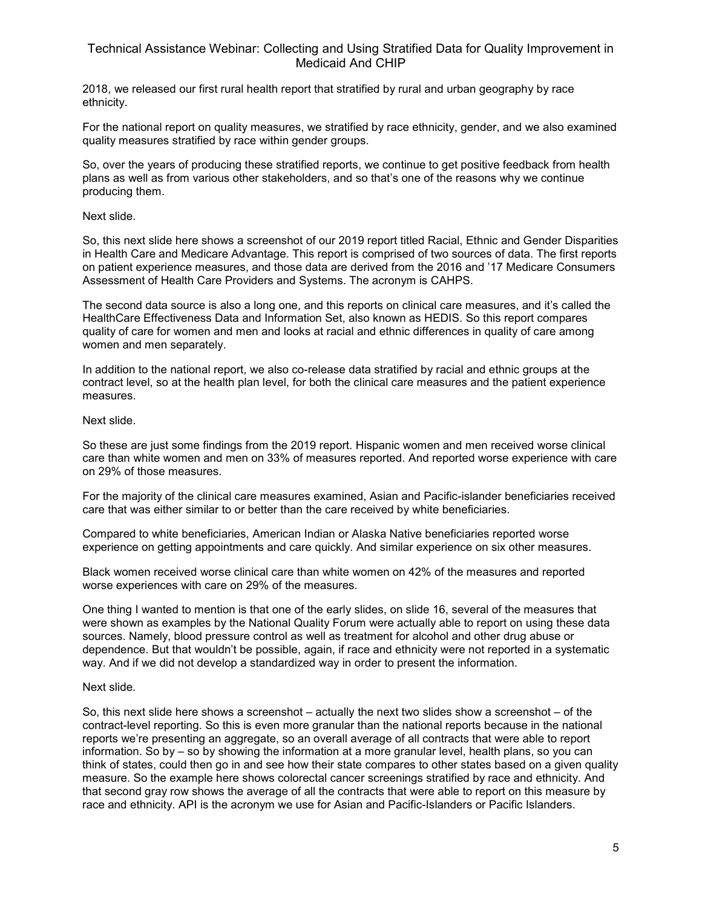2018, we released our first rural health report that stratified by rural and urban geography by race ethnicity.

For the national report on quality measures, we stratified by race ethnicity, gender, and we also examined quality measures stratified by race within gender groups.

So, over the years of producing these stratified reports, we continue to get positive feedback from health plans as well as from various other stakeholders, and so that's one of the reasons why we continue producing them.

Next slide.

So, this next slide here shows a screenshot of our 2019 report titled Racial, Ethnic and Gender Disparities in Health Care and Medicare Advantage. This report is comprised of two sources of data. The first reports on patient experience measures, and those data are derived from the 2016 and '17 Medicare Consumers Assessment of Health Care Providers and Systems. The acronym is CAHPS.

The second data source is also a long one, and this reports on clinical care measures, and it's called the HealthCare Effectiveness Data and Information Set, also known as HEDIS. So this report compares quality of care for women and men and looks at racial and ethnic differences in quality of care among women and men separately.

In addition to the national report, we also co-release data stratified by racial and ethnic groups at the contract level, so at the health plan level, for both the clinical care measures and the patient experience measures.

Next slide.

So these are just some findings from the 2019 report. Hispanic women and men received worse clinical care than white women and men on 33% of measures reported. And reported worse experience with care on 29% of those measures.

For the majority of the clinical care measures examined, Asian and Pacific-islander beneficiaries received care that was either similar to or better than the care received by white beneficiaries.

Compared to white beneficiaries, American Indian or Alaska Native beneficiaries reported worse experience on getting appointments and care quickly. And similar experience on six other measures.

Black women received worse clinical care than white women on 42% of the measures and reported worse experiences with care on 29% of the measures.

One thing I wanted to mention is that one of the early slides, on slide 16, several of the measures that were shown as examples by the National Quality Forum were actually able to report on using these data sources. Namely, blood pressure control as well as treatment for alcohol and other drug abuse or dependence. But that wouldn't be possible, again, if race and ethnicity were not reported in a systematic way. And if we did not develop a standardized way in order to present the information.

Next slide.

So, this next slide here shows a screenshot – actually the next two slides show a screenshot – of the contract-level reporting. So this is even more granular than the national reports because in the national reports we're presenting an aggregate, so an overall average of all contracts that were able to report information. So by – so by showing the information at a more granular level, health plans, so you can think of states, could then go in and see how their state compares to other states based on a given quality measure. So the example here shows colorectal cancer screenings stratified by race and ethnicity. And that second gray row shows the average of all the contracts that were able to report on this measure by race and ethnicity. API is the acronym we use for Asian and Pacific-Islanders or Pacific Islanders.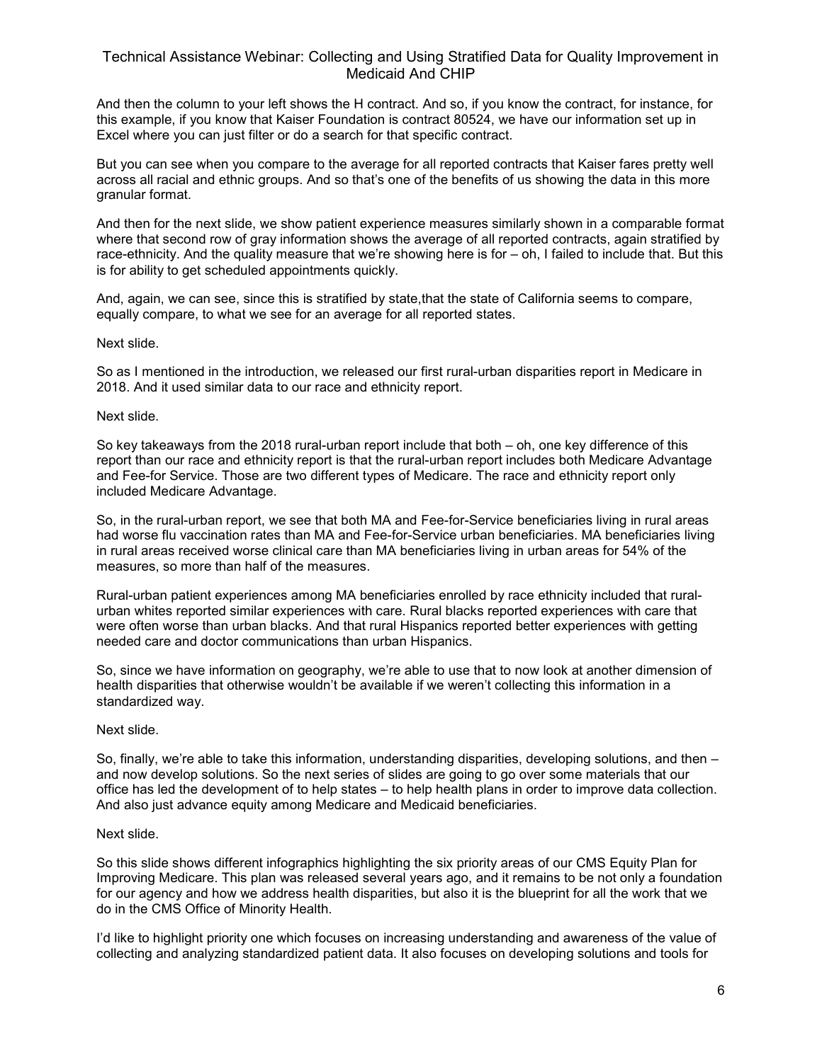And then the column to your left shows the H contract. And so, if you know the contract, for instance, for this example, if you know that Kaiser Foundation is contract 80524, we have our information set up in Excel where you can just filter or do a search for that specific contract.

But you can see when you compare to the average for all reported contracts that Kaiser fares pretty well across all racial and ethnic groups. And so that's one of the benefits of us showing the data in this more granular format.

And then for the next slide, we show patient experience measures similarly shown in a comparable format where that second row of gray information shows the average of all reported contracts, again stratified by race-ethnicity. And the quality measure that we're showing here is for – oh, I failed to include that. But this is for ability to get scheduled appointments quickly.

And, again, we can see, since this is stratified by state,that the state of California seems to compare, equally compare, to what we see for an average for all reported states.

Next slide.

So as I mentioned in the introduction, we released our first rural-urban disparities report in Medicare in 2018. And it used similar data to our race and ethnicity report.

Next slide.

So key takeaways from the 2018 rural-urban report include that both – oh, one key difference of this report than our race and ethnicity report is that the rural-urban report includes both Medicare Advantage and Fee-for Service. Those are two different types of Medicare. The race and ethnicity report only included Medicare Advantage.

So, in the rural-urban report, we see that both MA and Fee-for-Service beneficiaries living in rural areas had worse flu vaccination rates than MA and Fee-for-Service urban beneficiaries. MA beneficiaries living in rural areas received worse clinical care than MA beneficiaries living in urban areas for 54% of the measures, so more than half of the measures.

Rural-urban patient experiences among MA beneficiaries enrolled by race ethnicity included that rural-urban whites reported similar experiences with care. Rural blacks reported experiences with care that were often worse than urban blacks. And that rural Hispanics reported better experiences with getting needed care and doctor communications than urban Hispanics.

So, since we have information on geography, we're able to use that to now look at another dimension of health disparities that otherwise wouldn't be available if we weren't collecting this information in a standardized way.

Next slide.

So, finally, we're able to take this information, understanding disparities, developing solutions, and then – and now develop solutions. So the next series of slides are going to go over some materials that our office has led the development of to help states – to help health plans in order to improve data collection. And also just advance equity among Medicare and Medicaid beneficiaries.

Next slide.

So this slide shows different infographics highlighting the six priority areas of our CMS Equity Plan for Improving Medicare. This plan was released several years ago, and it remains to be not only a foundation for our agency and how we address health disparities, but also it is the blueprint for all the work that we do in the CMS Office of Minority Health.

I'd like to highlight priority one which focuses on increasing understanding and awareness of the value of collecting and analyzing standardized patient data. It also focuses on developing solutions and tools for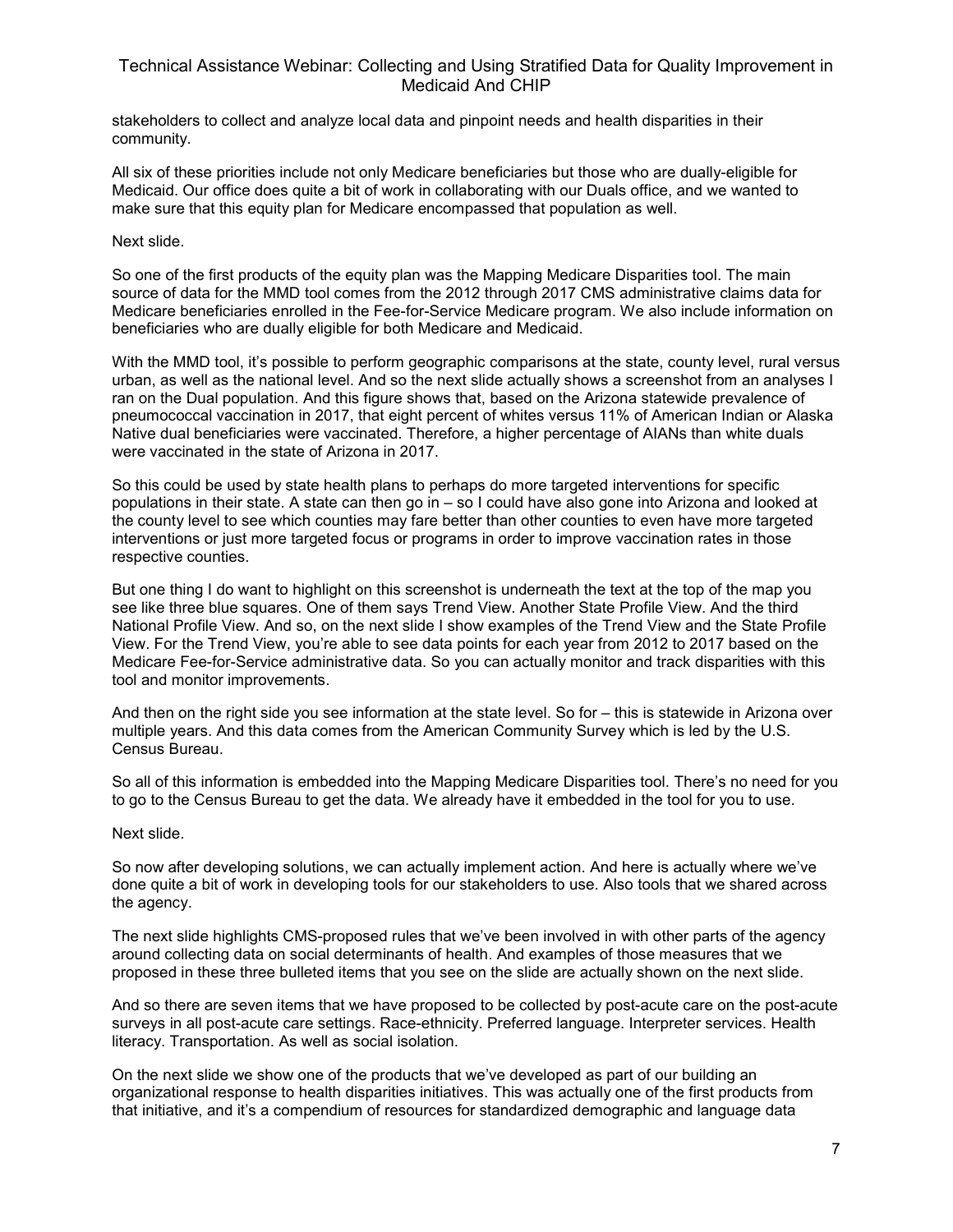stakeholders to collect and analyze local data and pinpoint needs and health disparities in their community.

All six of these priorities include not only Medicare beneficiaries but those who are dually-eligible for Medicaid. Our office does quite a bit of work in collaborating with our Duals office, and we wanted to make sure that this equity plan for Medicare encompassed that population as well.

Next slide.

So one of the first products of the equity plan was the Mapping Medicare Disparities tool. The main source of data for the MMD tool comes from the 2012 through 2017 CMS administrative claims data for Medicare beneficiaries enrolled in the Fee-for-Service Medicare program. We also include information on beneficiaries who are dually eligible for both Medicare and Medicaid.

With the MMD tool, it's possible to perform geographic comparisons at the state, county level, rural versus urban, as well as the national level. And so the next slide actually shows a screenshot from an analyses I ran on the Dual population. And this figure shows that, based on the Arizona statewide prevalence of pneumococcal vaccination in 2017, that eight percent of whites versus 11% of American Indian or Alaska Native dual beneficiaries were vaccinated. Therefore, a higher percentage of AIANs than white duals were vaccinated in the state of Arizona in 2017.

So this could be used by state health plans to perhaps do more targeted interventions for specific populations in their state. A state can then go in – so I could have also gone into Arizona and looked at the county level to see which counties may fare better than other counties to even have more targeted interventions or just more targeted focus or programs in order to improve vaccination rates in those respective counties.

But one thing I do want to highlight on this screenshot is underneath the text at the top of the map you see like three blue squares. One of them says Trend View. Another State Profile View. And the third National Profile View. And so, on the next slide I show examples of the Trend View and the State Profile View. For the Trend View, you're able to see data points for each year from 2012 to 2017 based on the Medicare Fee-for-Service administrative data. So you can actually monitor and track disparities with this tool and monitor improvements.

And then on the right side you see information at the state level. So for – this is statewide in Arizona over multiple years. And this data comes from the American Community Survey which is led by the U.S. Census Bureau.

So all of this information is embedded into the Mapping Medicare Disparities tool. There's no need for you to go to the Census Bureau to get the data. We already have it embedded in the tool for you to use.

Next slide.

So now after developing solutions, we can actually implement action. And here is actually where we've done quite a bit of work in developing tools for our stakeholders to use. Also tools that we shared across the agency.

The next slide highlights CMS-proposed rules that we've been involved in with other parts of the agency around collecting data on social determinants of health. And examples of those measures that we proposed in these three bulleted items that you see on the slide are actually shown on the next slide.

And so there are seven items that we have proposed to be collected by post-acute care on the post-acute surveys in all post-acute care settings. Race-ethnicity. Preferred language. Interpreter services. Health literacy. Transportation. As well as social isolation.

On the next slide we show one of the products that we've developed as part of our building an organizational response to health disparities initiatives. This was actually one of the first products from that initiative, and it's a compendium of resources for standardized demographic and language data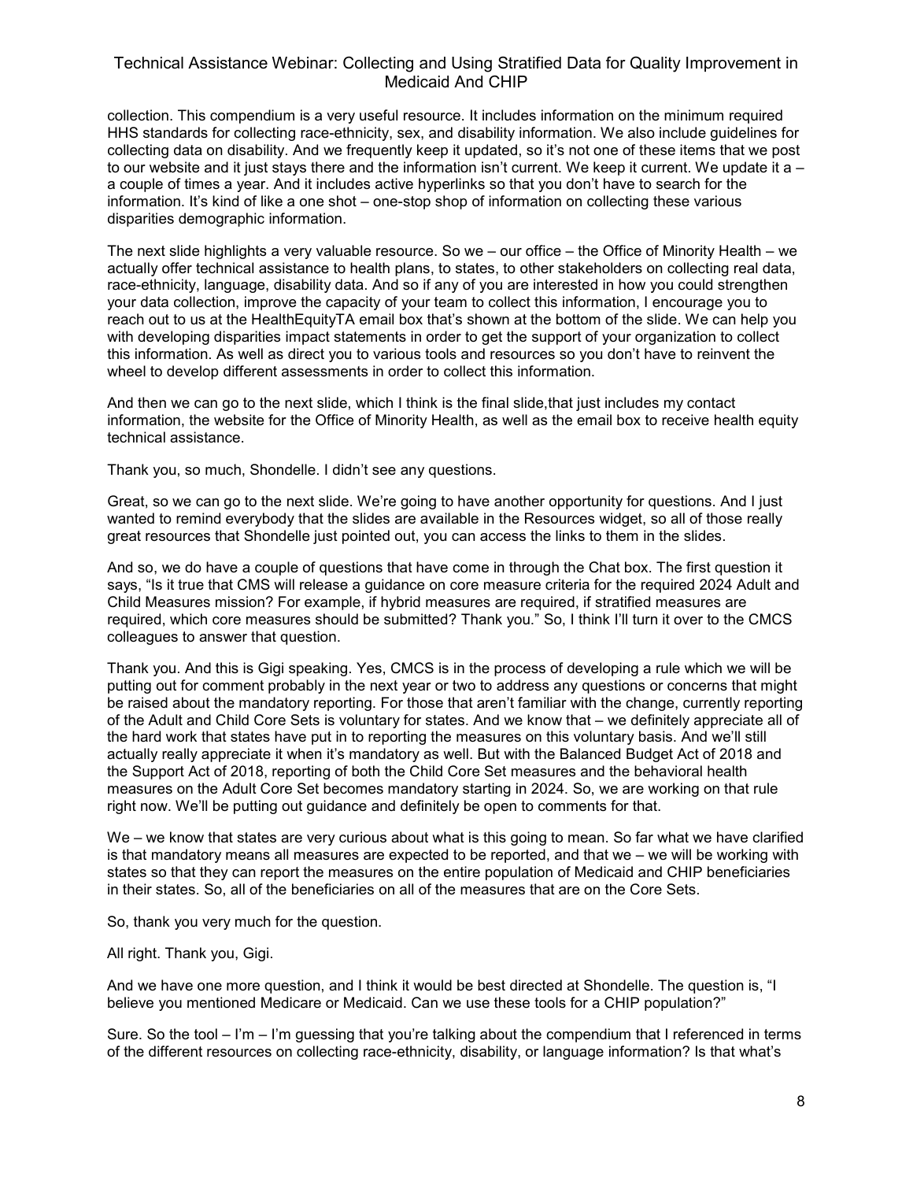collection. This compendium is a very useful resource. It includes information on the minimum required HHS standards for collecting race-ethnicity, sex, and disability information. We also include guidelines for collecting data on disability. And we frequently keep it updated, so it's not one of these items that we post to our website and it just stays there and the information isn't current. We keep it current. We update it a – a couple of times a year. And it includes active hyperlinks so that you don't have to search for the information. It's kind of like a one shot – one-stop shop of information on collecting these various disparities demographic information.

The next slide highlights a very valuable resource. So we – our office – the Office of Minority Health – we actually offer technical assistance to health plans, to states, to other stakeholders on collecting real data, race-ethnicity, language, disability data. And so if any of you are interested in how you could strengthen your data collection, improve the capacity of your team to collect this information, I encourage you to reach out to us at the HealthEquityTA email box that's shown at the bottom of the slide. We can help you with developing disparities impact statements in order to get the support of your organization to collect this information. As well as direct you to various tools and resources so you don't have to reinvent the wheel to develop different assessments in order to collect this information.

And then we can go to the next slide, which I think is the final slide,that just includes my contact information, the website for the Office of Minority Health, as well as the email box to receive health equity technical assistance.

Thank you, so much, Shondelle. I didn't see any questions.

Great, so we can go to the next slide. We're going to have another opportunity for questions. And I just wanted to remind everybody that the slides are available in the Resources widget, so all of those really great resources that Shondelle just pointed out, you can access the links to them in the slides.

And so, we do have a couple of questions that have come in through the Chat box. The first question it says, "Is it true that CMS will release a guidance on core measure criteria for the required 2024 Adult and Child Measures mission? For example, if hybrid measures are required, if stratified measures are required, which core measures should be submitted? Thank you." So, I think I'll turn it over to the CMCS colleagues to answer that question.

Thank you. And this is Gigi speaking. Yes, CMCS is in the process of developing a rule which we will be putting out for comment probably in the next year or two to address any questions or concerns that might be raised about the mandatory reporting. For those that aren't familiar with the change, currently reporting of the Adult and Child Core Sets is voluntary for states. And we know that – we definitely appreciate all of the hard work that states have put in to reporting the measures on this voluntary basis. And we'll still actually really appreciate it when it's mandatory as well. But with the Balanced Budget Act of 2018 and the Support Act of 2018, reporting of both the Child Core Set measures and the behavioral health measures on the Adult Core Set becomes mandatory starting in 2024. So, we are working on that rule right now. We'll be putting out guidance and definitely be open to comments for that.

We – we know that states are very curious about what is this going to mean. So far what we have clarified is that mandatory means all measures are expected to be reported, and that we – we will be working with states so that they can report the measures on the entire population of Medicaid and CHIP beneficiaries in their states. So, all of the beneficiaries on all of the measures that are on the Core Sets.

So, thank you very much for the question.

All right. Thank you, Gigi.

And we have one more question, and I think it would be best directed at Shondelle. The question is, "I believe you mentioned Medicare or Medicaid. Can we use these tools for a CHIP population?"

Sure. So the tool – I'm – I'm guessing that you're talking about the compendium that I referenced in terms of the different resources on collecting race-ethnicity, disability, or language information? Is that what's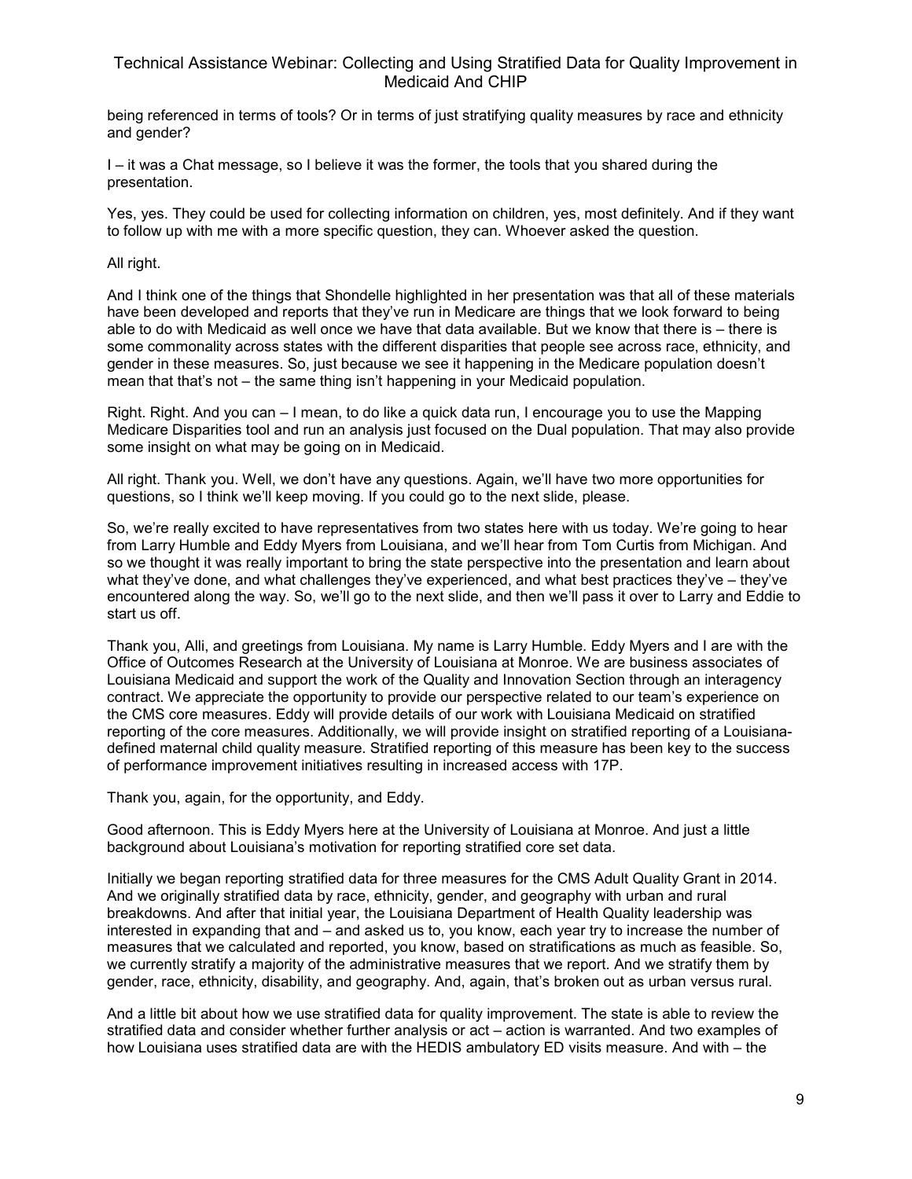being referenced in terms of tools? Or in terms of just stratifying quality measures by race and ethnicity and gender?

I – it was a Chat message, so I believe it was the former, the tools that you shared during the presentation.

Yes, yes. They could be used for collecting information on children, yes, most definitely. And if they want to follow up with me with a more specific question, they can. Whoever asked the question.

All right.

And I think one of the things that Shondelle highlighted in her presentation was that all of these materials have been developed and reports that they've run in Medicare are things that we look forward to being able to do with Medicaid as well once we have that data available. But we know that there is – there is some commonality across states with the different disparities that people see across race, ethnicity, and gender in these measures. So, just because we see it happening in the Medicare population doesn't mean that that's not – the same thing isn't happening in your Medicaid population.

Right. Right. And you can – I mean, to do like a quick data run, I encourage you to use the Mapping Medicare Disparities tool and run an analysis just focused on the Dual population. That may also provide some insight on what may be going on in Medicaid.

All right. Thank you. Well, we don't have any questions. Again, we'll have two more opportunities for questions, so I think we'll keep moving. If you could go to the next slide, please.

So, we're really excited to have representatives from two states here with us today. We're going to hear from Larry Humble and Eddy Myers from Louisiana, and we'll hear from Tom Curtis from Michigan. And so we thought it was really important to bring the state perspective into the presentation and learn about what they've done, and what challenges they've experienced, and what best practices they've – they've encountered along the way. So, we'll go to the next slide, and then we'll pass it over to Larry and Eddie to start us off.

Thank you, Alli, and greetings from Louisiana. My name is Larry Humble. Eddy Myers and I are with the Office of Outcomes Research at the University of Louisiana at Monroe. We are business associates of Louisiana Medicaid and support the work of the Quality and Innovation Section through an interagency contract. We appreciate the opportunity to provide our perspective related to our team's experience on the CMS core measures. Eddy will provide details of our work with Louisiana Medicaid on stratified reporting of the core measures. Additionally, we will provide insight on stratified reporting of a Louisiana-defined maternal child quality measure. Stratified reporting of this measure has been key to the success of performance improvement initiatives resulting in increased access with 17P.

Thank you, again, for the opportunity, and Eddy.

Good afternoon. This is Eddy Myers here at the University of Louisiana at Monroe. And just a little background about Louisiana's motivation for reporting stratified core set data.

Initially we began reporting stratified data for three measures for the CMS Adult Quality Grant in 2014. And we originally stratified data by race, ethnicity, gender, and geography with urban and rural breakdowns. And after that initial year, the Louisiana Department of Health Quality leadership was interested in expanding that and – and asked us to, you know, each year try to increase the number of measures that we calculated and reported, you know, based on stratifications as much as feasible. So, we currently stratify a majority of the administrative measures that we report. And we stratify them by gender, race, ethnicity, disability, and geography. And, again, that's broken out as urban versus rural.

And a little bit about how we use stratified data for quality improvement. The state is able to review the stratified data and consider whether further analysis or act – action is warranted. And two examples of how Louisiana uses stratified data are with the HEDIS ambulatory ED visits measure. And with – the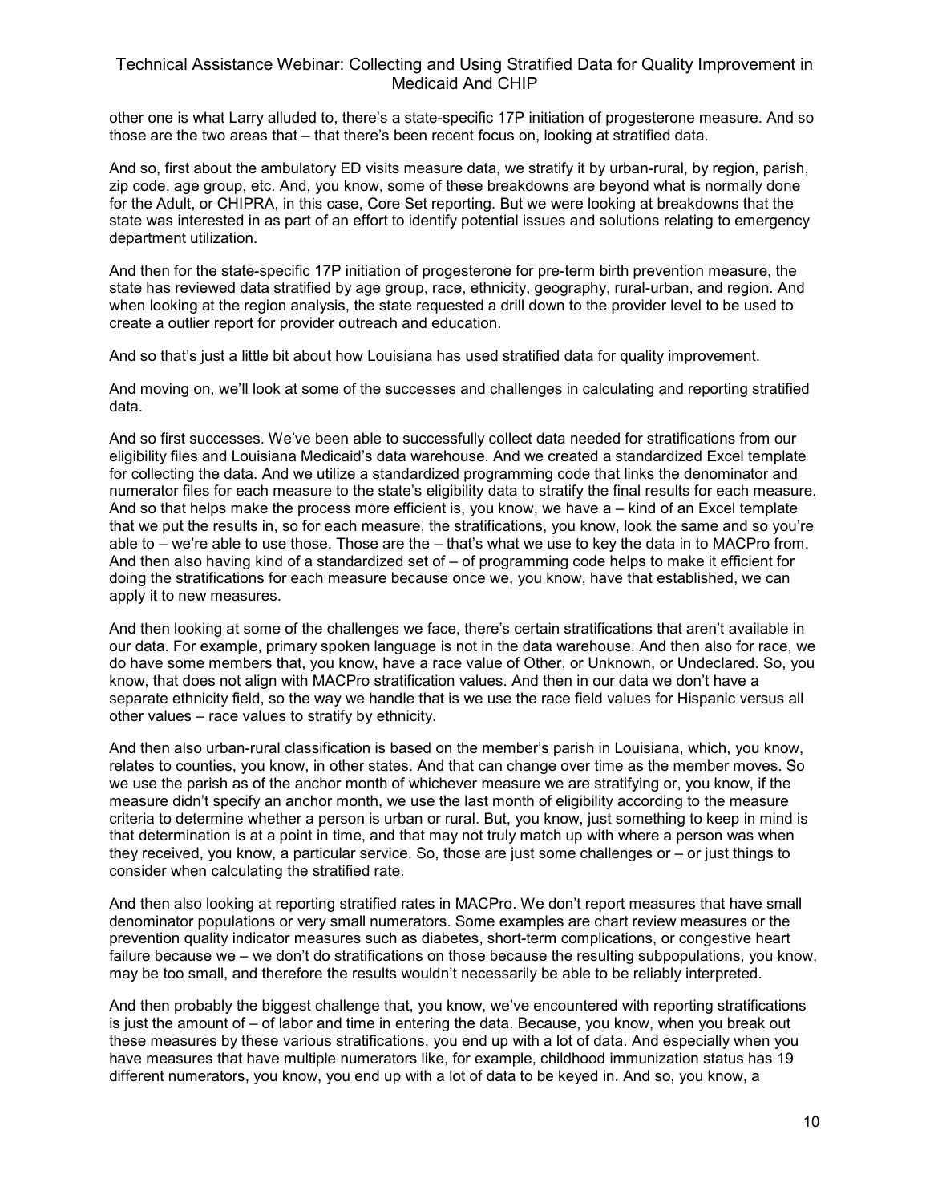other one is what Larry alluded to, there's a state-specific 17P initiation of progesterone measure. And so those are the two areas that – that there's been recent focus on, looking at stratified data.

And so, first about the ambulatory ED visits measure data, we stratify it by urban-rural, by region, parish, zip code, age group, etc. And, you know, some of these breakdowns are beyond what is normally done for the Adult, or CHIPRA, in this case, Core Set reporting. But we were looking at breakdowns that the state was interested in as part of an effort to identify potential issues and solutions relating to emergency department utilization.

And then for the state-specific 17P initiation of progesterone for pre-term birth prevention measure, the state has reviewed data stratified by age group, race, ethnicity, geography, rural-urban, and region. And when looking at the region analysis, the state requested a drill down to the provider level to be used to create a outlier report for provider outreach and education.

And so that's just a little bit about how Louisiana has used stratified data for quality improvement.

And moving on, we'll look at some of the successes and challenges in calculating and reporting stratified data.

And so first successes. We've been able to successfully collect data needed for stratifications from our eligibility files and Louisiana Medicaid's data warehouse. And we created a standardized Excel template for collecting the data. And we utilize a standardized programming code that links the denominator and numerator files for each measure to the state's eligibility data to stratify the final results for each measure. And so that helps make the process more efficient is, you know, we have a – kind of an Excel template that we put the results in, so for each measure, the stratifications, you know, look the same and so you're able to – we're able to use those. Those are the – that's what we use to key the data in to MACPro from. And then also having kind of a standardized set of – of programming code helps to make it efficient for doing the stratifications for each measure because once we, you know, have that established, we can apply it to new measures.

And then looking at some of the challenges we face, there's certain stratifications that aren't available in our data. For example, primary spoken language is not in the data warehouse. And then also for race, we do have some members that, you know, have a race value of Other, or Unknown, or Undeclared. So, you know, that does not align with MACPro stratification values. And then in our data we don't have a separate ethnicity field, so the way we handle that is we use the race field values for Hispanic versus all other values – race values to stratify by ethnicity.

And then also urban-rural classification is based on the member's parish in Louisiana, which, you know, relates to counties, you know, in other states. And that can change over time as the member moves. So we use the parish as of the anchor month of whichever measure we are stratifying or, you know, if the measure didn't specify an anchor month, we use the last month of eligibility according to the measure criteria to determine whether a person is urban or rural. But, you know, just something to keep in mind is that determination is at a point in time, and that may not truly match up with where a person was when they received, you know, a particular service. So, those are just some challenges or – or just things to consider when calculating the stratified rate.

And then also looking at reporting stratified rates in MACPro. We don't report measures that have small denominator populations or very small numerators. Some examples are chart review measures or the prevention quality indicator measures such as diabetes, short-term complications, or congestive heart failure because we – we don't do stratifications on those because the resulting subpopulations, you know, may be too small, and therefore the results wouldn't necessarily be able to be reliably interpreted.

And then probably the biggest challenge that, you know, we've encountered with reporting stratifications is just the amount of – of labor and time in entering the data. Because, you know, when you break out these measures by these various stratifications, you end up with a lot of data. And especially when you have measures that have multiple numerators like, for example, childhood immunization status has 19 different numerators, you know, you end up with a lot of data to be keyed in. And so, you know, a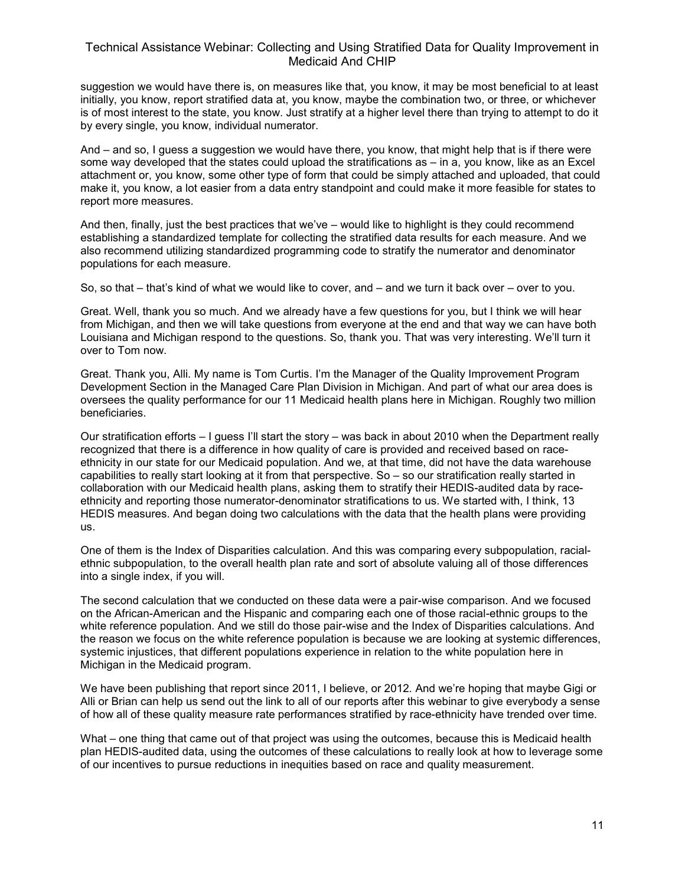suggestion we would have there is, on measures like that, you know, it may be most beneficial to at least initially, you know, report stratified data at, you know, maybe the combination two, or three, or whichever is of most interest to the state, you know. Just stratify at a higher level there than trying to attempt to do it by every single, you know, individual numerator.

And – and so, I guess a suggestion we would have there, you know, that might help that is if there were some way developed that the states could upload the stratifications as – in a, you know, like as an Excel attachment or, you know, some other type of form that could be simply attached and uploaded, that could make it, you know, a lot easier from a data entry standpoint and could make it more feasible for states to report more measures.

And then, finally, just the best practices that we've – would like to highlight is they could recommend establishing a standardized template for collecting the stratified data results for each measure. And we also recommend utilizing standardized programming code to stratify the numerator and denominator populations for each measure.

So, so that – that's kind of what we would like to cover, and – and we turn it back over – over to you.

Great. Well, thank you so much. And we already have a few questions for you, but I think we will hear from Michigan, and then we will take questions from everyone at the end and that way we can have both Louisiana and Michigan respond to the questions. So, thank you. That was very interesting. We'll turn it over to Tom now.

Great. Thank you, Alli. My name is Tom Curtis. I'm the Manager of the Quality Improvement Program Development Section in the Managed Care Plan Division in Michigan. And part of what our area does is oversees the quality performance for our 11 Medicaid health plans here in Michigan. Roughly two million beneficiaries.

Our stratification efforts – I guess I'll start the story – was back in about 2010 when the Department really recognized that there is a difference in how quality of care is provided and received based on race-ethnicity in our state for our Medicaid population. And we, at that time, did not have the data warehouse capabilities to really start looking at it from that perspective. So – so our stratification really started in collaboration with our Medicaid health plans, asking them to stratify their HEDIS-audited data by race-ethnicity and reporting those numerator-denominator stratifications to us. We started with, I think, 13 HEDIS measures. And began doing two calculations with the data that the health plans were providing us.

One of them is the Index of Disparities calculation. And this was comparing every subpopulation, racial-ethnic subpopulation, to the overall health plan rate and sort of absolute valuing all of those differences into a single index, if you will.

The second calculation that we conducted on these data were a pair-wise comparison. And we focused on the African-American and the Hispanic and comparing each one of those racial-ethnic groups to the white reference population. And we still do those pair-wise and the Index of Disparities calculations. And the reason we focus on the white reference population is because we are looking at systemic differences, systemic injustices, that different populations experience in relation to the white population here in Michigan in the Medicaid program.

We have been publishing that report since 2011, I believe, or 2012. And we're hoping that maybe Gigi or Alli or Brian can help us send out the link to all of our reports after this webinar to give everybody a sense of how all of these quality measure rate performances stratified by race-ethnicity have trended over time.

What – one thing that came out of that project was using the outcomes, because this is Medicaid health plan HEDIS-audited data, using the outcomes of these calculations to really look at how to leverage some of our incentives to pursue reductions in inequities based on race and quality measurement.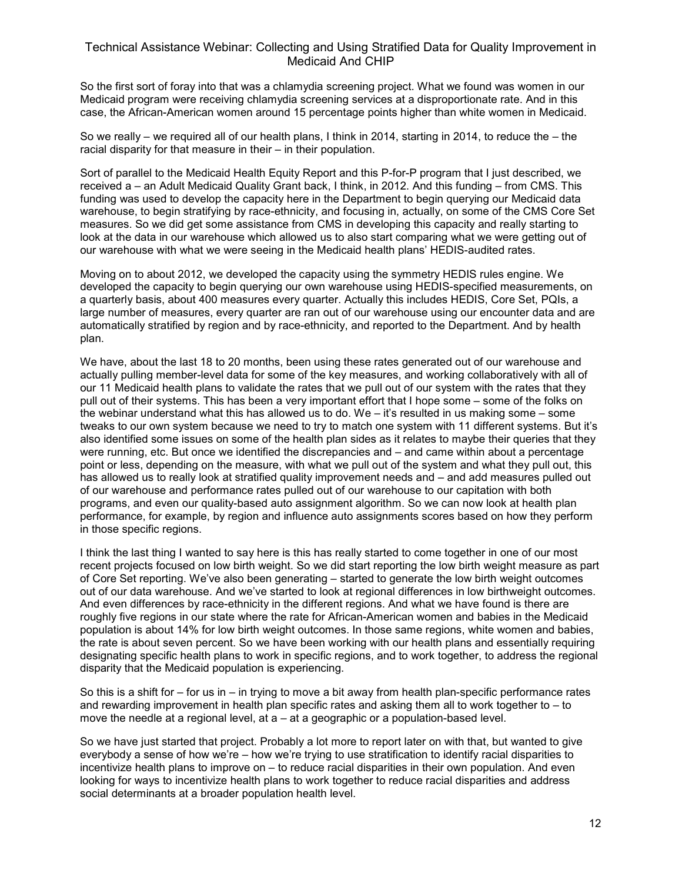So the first sort of foray into that was a chlamydia screening project. What we found was women in our Medicaid program were receiving chlamydia screening services at a disproportionate rate. And in this case, the African-American women around 15 percentage points higher than white women in Medicaid.

So we really – we required all of our health plans, I think in 2014, starting in 2014, to reduce the – the racial disparity for that measure in their – in their population.

Sort of parallel to the Medicaid Health Equity Report and this P-for-P program that I just described, we received a – an Adult Medicaid Quality Grant back, I think, in 2012. And this funding – from CMS. This funding was used to develop the capacity here in the Department to begin querying our Medicaid data warehouse, to begin stratifying by race-ethnicity, and focusing in, actually, on some of the CMS Core Set measures. So we did get some assistance from CMS in developing this capacity and really starting to look at the data in our warehouse which allowed us to also start comparing what we were getting out of our warehouse with what we were seeing in the Medicaid health plans' HEDIS-audited rates.

Moving on to about 2012, we developed the capacity using the symmetry HEDIS rules engine. We developed the capacity to begin querying our own warehouse using HEDIS-specified measurements, on a quarterly basis, about 400 measures every quarter. Actually this includes HEDIS, Core Set, PQIs, a large number of measures, every quarter are ran out of our warehouse using our encounter data and are automatically stratified by region and by race-ethnicity, and reported to the Department. And by health plan.

We have, about the last 18 to 20 months, been using these rates generated out of our warehouse and actually pulling member-level data for some of the key measures, and working collaboratively with all of our 11 Medicaid health plans to validate the rates that we pull out of our system with the rates that they pull out of their systems. This has been a very important effort that I hope some – some of the folks on the webinar understand what this has allowed us to do. We – it's resulted in us making some – some tweaks to our own system because we need to try to match one system with 11 different systems. But it's also identified some issues on some of the health plan sides as it relates to maybe their queries that they were running, etc. But once we identified the discrepancies and – and came within about a percentage point or less, depending on the measure, with what we pull out of the system and what they pull out, this has allowed us to really look at stratified quality improvement needs and – and add measures pulled out of our warehouse and performance rates pulled out of our warehouse to our capitation with both programs, and even our quality-based auto assignment algorithm. So we can now look at health plan performance, for example, by region and influence auto assignments scores based on how they perform in those specific regions.

I think the last thing I wanted to say here is this has really started to come together in one of our most recent projects focused on low birth weight. So we did start reporting the low birth weight measure as part of Core Set reporting. We've also been generating – started to generate the low birth weight outcomes out of our data warehouse. And we've started to look at regional differences in low birthweight outcomes. And even differences by race-ethnicity in the different regions. And what we have found is there are roughly five regions in our state where the rate for African-American women and babies in the Medicaid population is about 14% for low birth weight outcomes. In those same regions, white women and babies, the rate is about seven percent. So we have been working with our health plans and essentially requiring designating specific health plans to work in specific regions, and to work together, to address the regional disparity that the Medicaid population is experiencing.

So this is a shift for – for us in – in trying to move a bit away from health plan-specific performance rates and rewarding improvement in health plan specific rates and asking them all to work together to – to move the needle at a regional level, at a – at a geographic or a population-based level.

So we have just started that project. Probably a lot more to report later on with that, but wanted to give everybody a sense of how we're – how we're trying to use stratification to identify racial disparities to incentivize health plans to improve on – to reduce racial disparities in their own population. And even looking for ways to incentivize health plans to work together to reduce racial disparities and address social determinants at a broader population health level.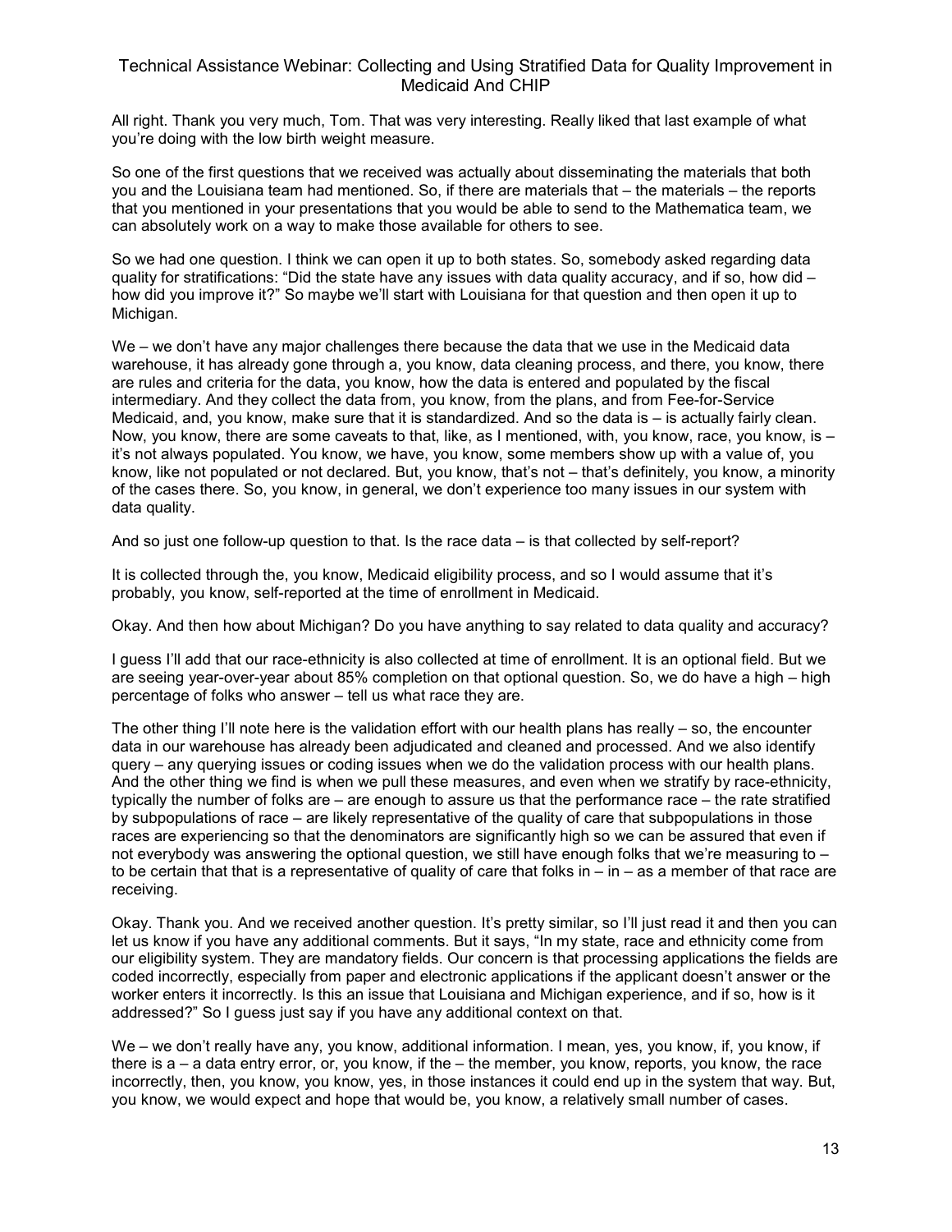All right. Thank you very much, Tom. That was very interesting. Really liked that last example of what you're doing with the low birth weight measure.

So one of the first questions that we received was actually about disseminating the materials that both you and the Louisiana team had mentioned. So, if there are materials that – the materials – the reports that you mentioned in your presentations that you would be able to send to the Mathematica team, we can absolutely work on a way to make those available for others to see.

So we had one question. I think we can open it up to both states. So, somebody asked regarding data quality for stratifications: "Did the state have any issues with data quality accuracy, and if so, how did – how did you improve it?" So maybe we'll start with Louisiana for that question and then open it up to Michigan.

We – we don't have any major challenges there because the data that we use in the Medicaid data warehouse, it has already gone through a, you know, data cleaning process, and there, you know, there are rules and criteria for the data, you know, how the data is entered and populated by the fiscal intermediary. And they collect the data from, you know, from the plans, and from Fee-for-Service Medicaid, and, you know, make sure that it is standardized. And so the data is – is actually fairly clean. Now, you know, there are some caveats to that, like, as I mentioned, with, you know, race, you know, is – it's not always populated. You know, we have, you know, some members show up with a value of, you know, like not populated or not declared. But, you know, that's not – that's definitely, you know, a minority of the cases there. So, you know, in general, we don't experience too many issues in our system with data quality.

And so just one follow-up question to that. Is the race data – is that collected by self-report?

It is collected through the, you know, Medicaid eligibility process, and so I would assume that it's probably, you know, self-reported at the time of enrollment in Medicaid.

Okay. And then how about Michigan? Do you have anything to say related to data quality and accuracy?

I guess I'll add that our race-ethnicity is also collected at time of enrollment. It is an optional field. But we are seeing year-over-year about 85% completion on that optional question. So, we do have a high – high percentage of folks who answer – tell us what race they are.

The other thing I'll note here is the validation effort with our health plans has really – so, the encounter data in our warehouse has already been adjudicated and cleaned and processed. And we also identify query – any querying issues or coding issues when we do the validation process with our health plans. And the other thing we find is when we pull these measures, and even when we stratify by race-ethnicity, typically the number of folks are – are enough to assure us that the performance race – the rate stratified by subpopulations of race – are likely representative of the quality of care that subpopulations in those races are experiencing so that the denominators are significantly high so we can be assured that even if not everybody was answering the optional question, we still have enough folks that we're measuring to – to be certain that that is a representative of quality of care that folks in – in – as a member of that race are receiving.

Okay. Thank you. And we received another question. It's pretty similar, so I'll just read it and then you can let us know if you have any additional comments. But it says, "In my state, race and ethnicity come from our eligibility system. They are mandatory fields. Our concern is that processing applications the fields are coded incorrectly, especially from paper and electronic applications if the applicant doesn't answer or the worker enters it incorrectly. Is this an issue that Louisiana and Michigan experience, and if so, how is it addressed?" So I guess just say if you have any additional context on that.

We – we don't really have any, you know, additional information. I mean, yes, you know, if, you know, if there is a – a data entry error, or, you know, if the – the member, you know, reports, you know, the race incorrectly, then, you know, you know, yes, in those instances it could end up in the system that way. But, you know, we would expect and hope that would be, you know, a relatively small number of cases.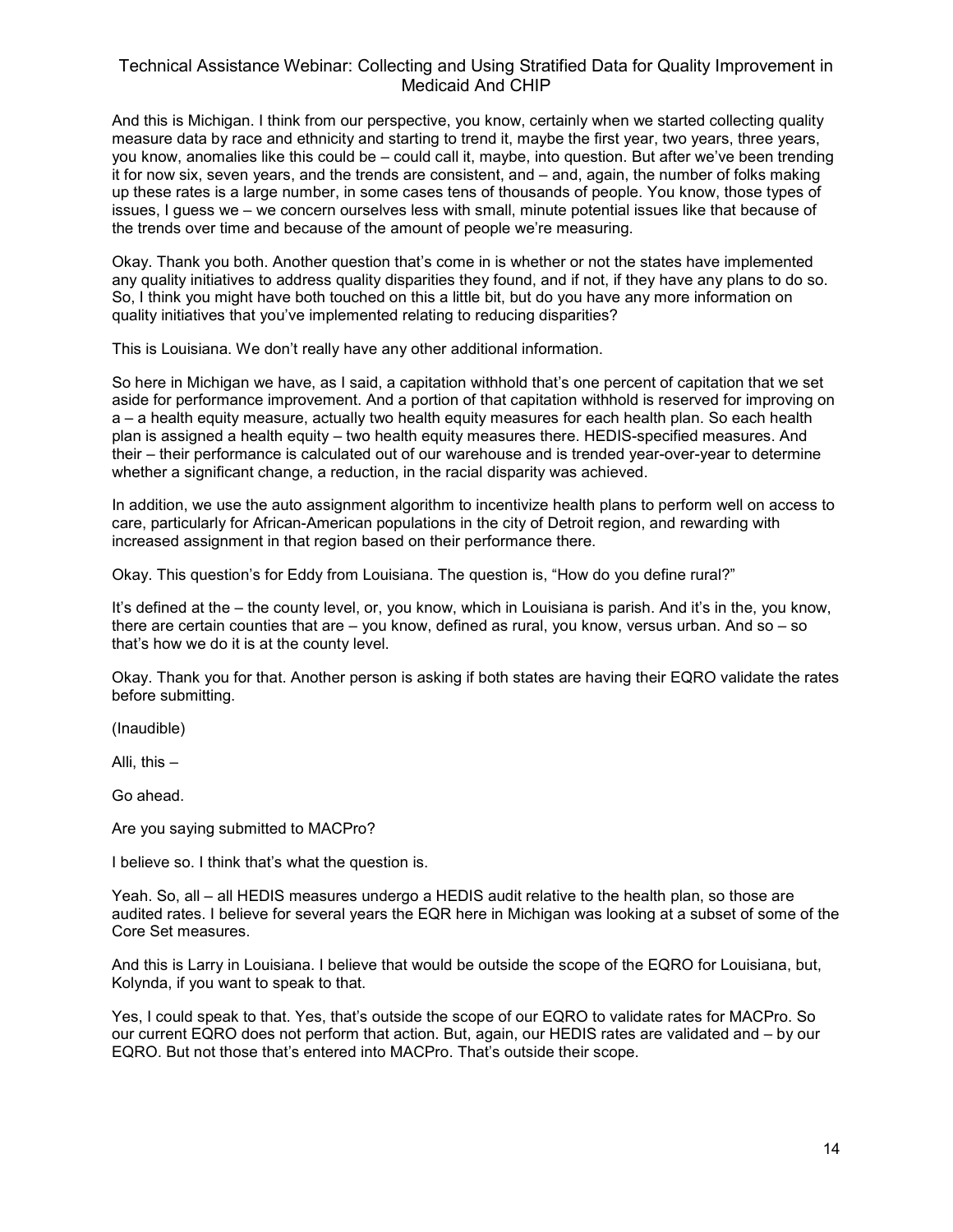And this is Michigan. I think from our perspective, you know, certainly when we started collecting quality measure data by race and ethnicity and starting to trend it, maybe the first year, two years, three years, you know, anomalies like this could be – could call it, maybe, into question. But after we've been trending it for now six, seven years, and the trends are consistent, and – and, again, the number of folks making up these rates is a large number, in some cases tens of thousands of people. You know, those types of issues, I guess we – we concern ourselves less with small, minute potential issues like that because of the trends over time and because of the amount of people we're measuring.

Okay. Thank you both. Another question that's come in is whether or not the states have implemented any quality initiatives to address quality disparities they found, and if not, if they have any plans to do so. So, I think you might have both touched on this a little bit, but do you have any more information on quality initiatives that you've implemented relating to reducing disparities?

This is Louisiana. We don't really have any other additional information.

So here in Michigan we have, as I said, a capitation withhold that's one percent of capitation that we set aside for performance improvement. And a portion of that capitation withhold is reserved for improving on a – a health equity measure, actually two health equity measures for each health plan. So each health plan is assigned a health equity – two health equity measures there. HEDIS-specified measures. And their – their performance is calculated out of our warehouse and is trended year-over-year to determine whether a significant change, a reduction, in the racial disparity was achieved.

In addition, we use the auto assignment algorithm to incentivize health plans to perform well on access to care, particularly for African-American populations in the city of Detroit region, and rewarding with increased assignment in that region based on their performance there.

Okay. This question's for Eddy from Louisiana. The question is, "How do you define rural?"

It's defined at the – the county level, or, you know, which in Louisiana is parish. And it's in the, you know, there are certain counties that are – you know, defined as rural, you know, versus urban. And so – so that's how we do it is at the county level.

Okay. Thank you for that. Another person is asking if both states are having their EQRO validate the rates before submitting.

(Inaudible)

Alli, this –

Go ahead.

Are you saying submitted to MACPro?

I believe so. I think that's what the question is.

Yeah. So, all – all HEDIS measures undergo a HEDIS audit relative to the health plan, so those are audited rates. I believe for several years the EQR here in Michigan was looking at a subset of some of the Core Set measures.

And this is Larry in Louisiana. I believe that would be outside the scope of the EQRO for Louisiana, but, Kolynda, if you want to speak to that.

Yes, I could speak to that. Yes, that's outside the scope of our EQRO to validate rates for MACPro. So our current EQRO does not perform that action. But, again, our HEDIS rates are validated and – by our EQRO. But not those that's entered into MACPro. That's outside their scope.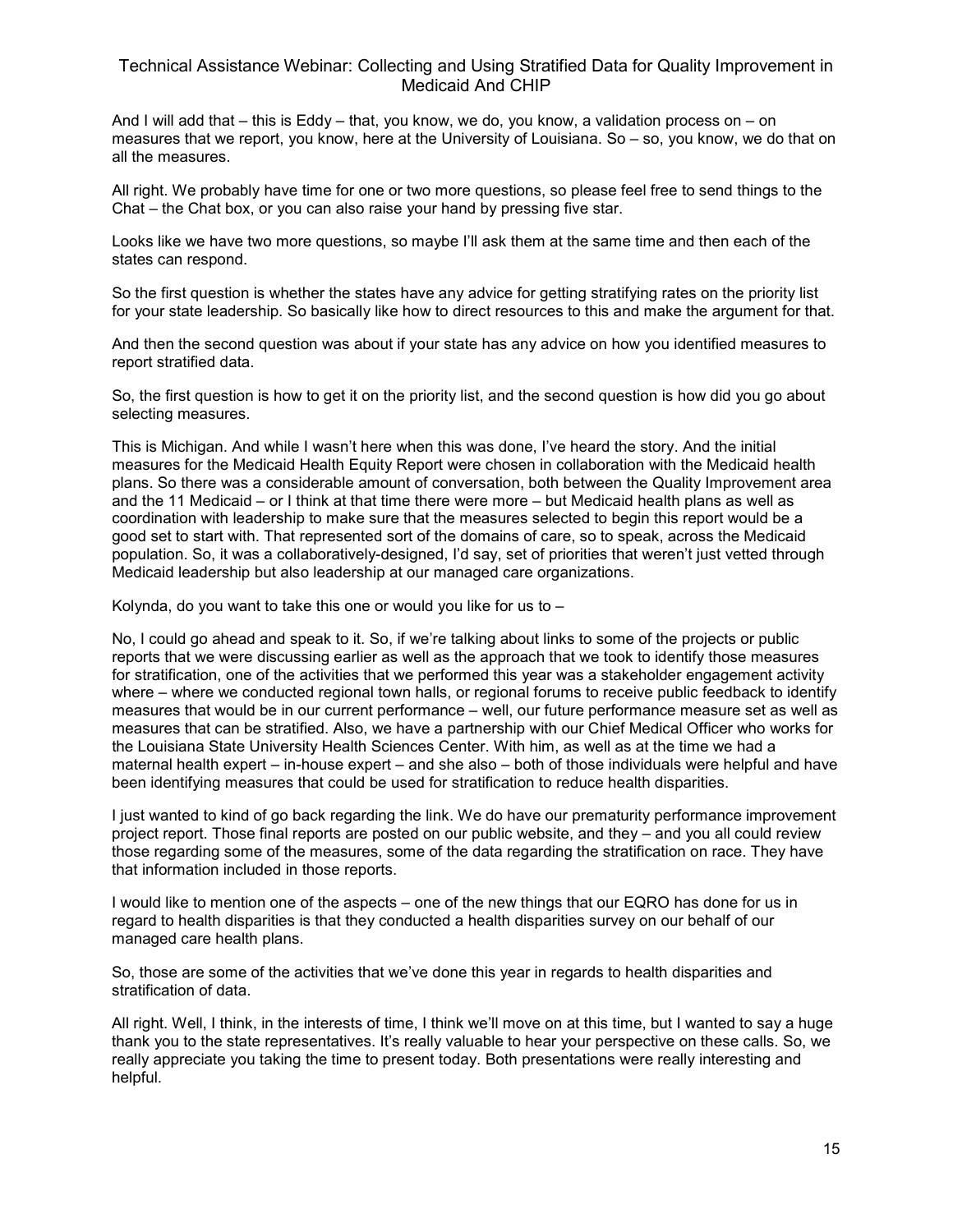And I will add that – this is Eddy – that, you know, we do, you know, a validation process on – on measures that we report, you know, here at the University of Louisiana. So – so, you know, we do that on all the measures.

All right. We probably have time for one or two more questions, so please feel free to send things to the Chat – the Chat box, or you can also raise your hand by pressing five star.

Looks like we have two more questions, so maybe I'll ask them at the same time and then each of the states can respond.

So the first question is whether the states have any advice for getting stratifying rates on the priority list for your state leadership. So basically like how to direct resources to this and make the argument for that.

And then the second question was about if your state has any advice on how you identified measures to report stratified data.

So, the first question is how to get it on the priority list, and the second question is how did you go about selecting measures.

This is Michigan. And while I wasn't here when this was done, I've heard the story. And the initial measures for the Medicaid Health Equity Report were chosen in collaboration with the Medicaid health plans. So there was a considerable amount of conversation, both between the Quality Improvement area and the 11 Medicaid – or I think at that time there were more – but Medicaid health plans as well as coordination with leadership to make sure that the measures selected to begin this report would be a good set to start with. That represented sort of the domains of care, so to speak, across the Medicaid population. So, it was a collaboratively-designed, I'd say, set of priorities that weren't just vetted through Medicaid leadership but also leadership at our managed care organizations.

Kolynda, do you want to take this one or would you like for us to –

No, I could go ahead and speak to it. So, if we're talking about links to some of the projects or public reports that we were discussing earlier as well as the approach that we took to identify those measures for stratification, one of the activities that we performed this year was a stakeholder engagement activity where – where we conducted regional town halls, or regional forums to receive public feedback to identify measures that would be in our current performance – well, our future performance measure set as well as measures that can be stratified. Also, we have a partnership with our Chief Medical Officer who works for the Louisiana State University Health Sciences Center. With him, as well as at the time we had a maternal health expert – in-house expert – and she also – both of those individuals were helpful and have been identifying measures that could be used for stratification to reduce health disparities.

I just wanted to kind of go back regarding the link. We do have our prematurity performance improvement project report. Those final reports are posted on our public website, and they – and you all could review those regarding some of the measures, some of the data regarding the stratification on race. They have that information included in those reports.

I would like to mention one of the aspects – one of the new things that our EQRO has done for us in regard to health disparities is that they conducted a health disparities survey on our behalf of our managed care health plans.

So, those are some of the activities that we've done this year in regards to health disparities and stratification of data.

All right. Well, I think, in the interests of time, I think we'll move on at this time, but I wanted to say a huge thank you to the state representatives. It's really valuable to hear your perspective on these calls. So, we really appreciate you taking the time to present today. Both presentations were really interesting and helpful.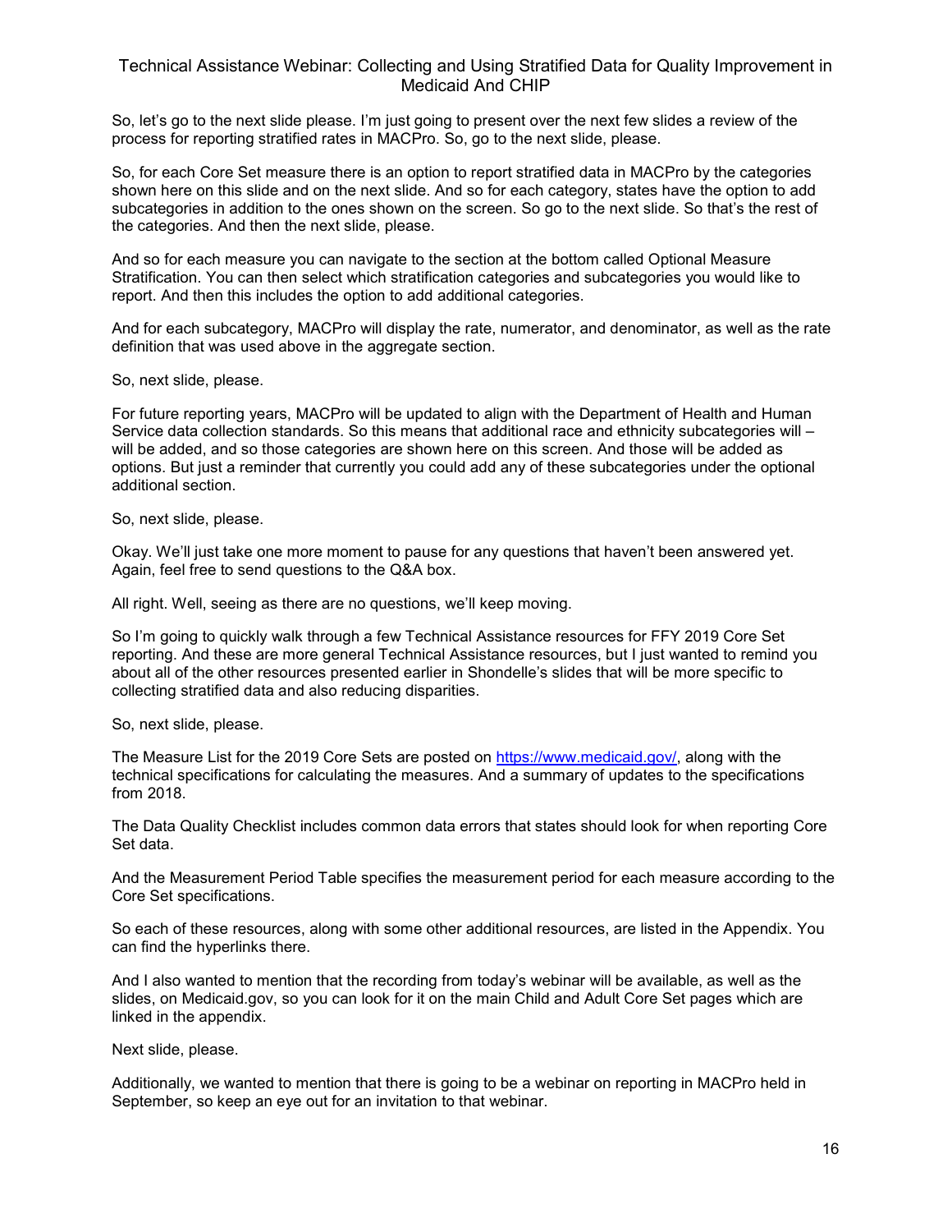So, let's go to the next slide please. I'm just going to present over the next few slides a review of the process for reporting stratified rates in MACPro. So, go to the next slide, please.

So, for each Core Set measure there is an option to report stratified data in MACPro by the categories shown here on this slide and on the next slide. And so for each category, states have the option to add subcategories in addition to the ones shown on the screen. So go to the next slide. So that's the rest of the categories. And then the next slide, please.

And so for each measure you can navigate to the section at the bottom called Optional Measure Stratification. You can then select which stratification categories and subcategories you would like to report. And then this includes the option to add additional categories.

And for each subcategory, MACPro will display the rate, numerator, and denominator, as well as the rate definition that was used above in the aggregate section.

So, next slide, please.

For future reporting years, MACPro will be updated to align with the Department of Health and Human Service data collection standards. So this means that additional race and ethnicity subcategories will – will be added, and so those categories are shown here on this screen. And those will be added as options. But just a reminder that currently you could add any of these subcategories under the optional additional section.

So, next slide, please.

Okay. We'll just take one more moment to pause for any questions that haven't been answered yet. Again, feel free to send questions to the Q&A box.

All right. Well, seeing as there are no questions, we'll keep moving.

So I'm going to quickly walk through a few Technical Assistance resources for FFY 2019 Core Set reporting. And these are more general Technical Assistance resources, but I just wanted to remind you about all of the other resources presented earlier in Shondelle's slides that will be more specific to collecting stratified data and also reducing disparities.

So, next slide, please.

The Measure List for the 2019 Core Sets are posted on https://www.medicaid.gov/, along with the technical specifications for calculating the measures. And a summary of updates to the specifications from 2018.

The Data Quality Checklist includes common data errors that states should look for when reporting Core Set data.

And the Measurement Period Table specifies the measurement period for each measure according to the Core Set specifications.

So each of these resources, along with some other additional resources, are listed in the Appendix. You can find the hyperlinks there.

And I also wanted to mention that the recording from today's webinar will be available, as well as the slides, on Medicaid.gov, so you can look for it on the main Child and Adult Core Set pages which are linked in the appendix.

Next slide, please.

Additionally, we wanted to mention that there is going to be a webinar on reporting in MACPro held in September, so keep an eye out for an invitation to that webinar.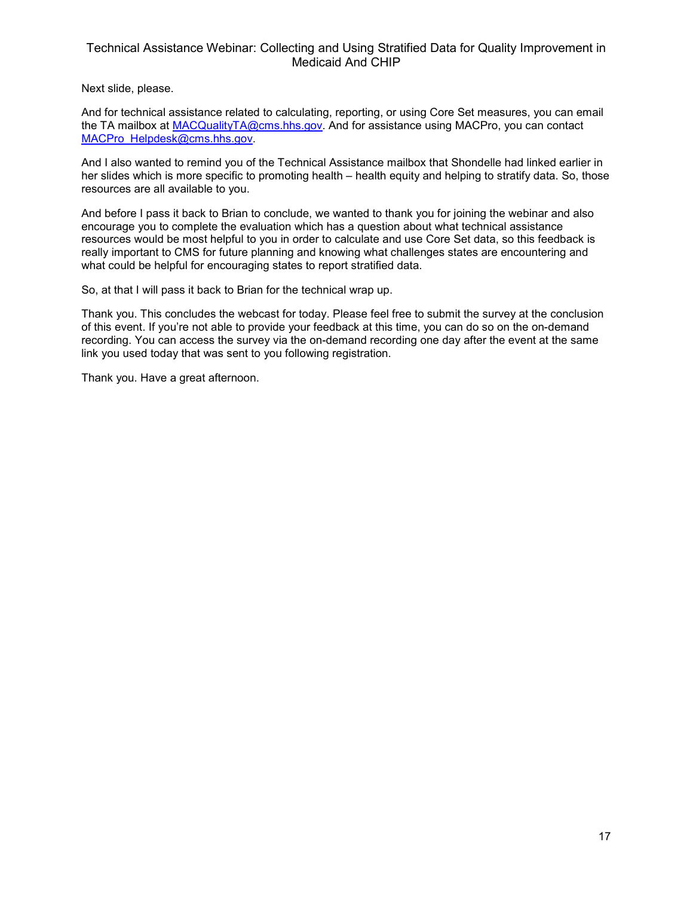Next slide, please.

And for technical assistance related to calculating, reporting, or using Core Set measures, you can email the TA mailbox at MACQualityTA@cms.hhs.gov. And for assistance using MACPro, you can contact MACPro_Helpdesk@cms.hhs.gov.

And I also wanted to remind you of the Technical Assistance mailbox that Shondelle had linked earlier in her slides which is more specific to promoting health – health equity and helping to stratify data. So, those resources are all available to you.

And before I pass it back to Brian to conclude, we wanted to thank you for joining the webinar and also encourage you to complete the evaluation which has a question about what technical assistance resources would be most helpful to you in order to calculate and use Core Set data, so this feedback is really important to CMS for future planning and knowing what challenges states are encountering and what could be helpful for encouraging states to report stratified data.

So, at that I will pass it back to Brian for the technical wrap up.

Thank you. This concludes the webcast for today. Please feel free to submit the survey at the conclusion of this event. If you're not able to provide your feedback at this time, you can do so on the on-demand recording. You can access the survey via the on-demand recording one day after the event at the same link you used today that was sent to you following registration.

Thank you. Have a great afternoon.